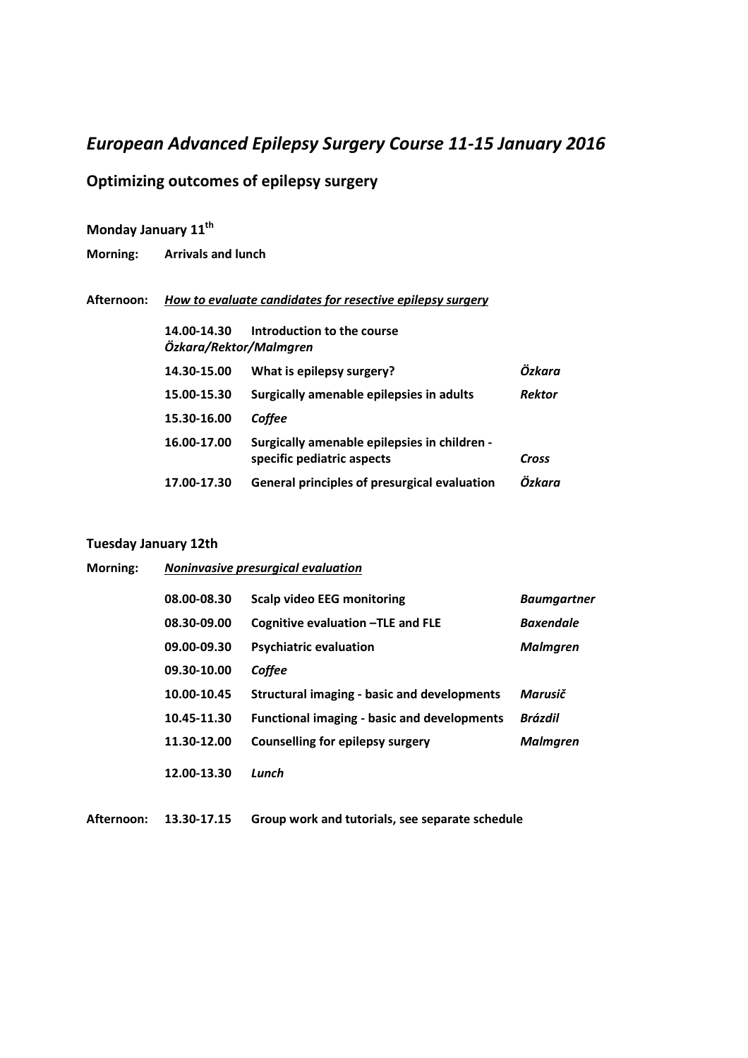# *European Advanced Epilepsy Surgery Course 11-15 January 2016*

## Optimizing outcomes of epilepsy surgery

### Monday January 11th

**Morning:** **Arrivals and lunch**

**Afternoon:** ***How to evaluate candidates for resective epilepsy surgery***

| | | |
|---|---|---|
| **14.00-14.30** | **Introduction to the course** | ***Özkara/Rektor/Malmgren*** |
| **14.30-15.00** | **What is epilepsy surgery?** | ***Özkara*** |
| **15.00-15.30** | **Surgically amenable epilepsies in adults** | ***Rektor*** |
| **15.30-16.00** | ***Coffee*** | |
| **16.00-17.00** | **Surgically amenable epilepsies in children - specific pediatric aspects** | ***Cross*** |
| **17.00-17.30** | **General principles of presurgical evaluation** | ***Özkara*** |

### Tuesday January 12th

**Morning:** ***Noninvasive presurgical evaluation***

| | | |
|---|---|---|
| **08.00-08.30** | **Scalp video EEG monitoring** | ***Baumgartner*** |
| **08.30-09.00** | **Cognitive evaluation –TLE and FLE** | ***Baxendale*** |
| **09.00-09.30** | **Psychiatric evaluation** | ***Malmgren*** |
| **09.30-10.00** | ***Coffee*** | |
| **10.00-10.45** | **Structural imaging - basic and developments** | ***Marusič*** |
| **10.45-11.30** | **Functional imaging - basic and developments** | ***Brázdil*** |
| **11.30-12.00** | **Counselling for epilepsy surgery** | ***Malmgren*** |
| **12.00-13.30** | ***Lunch*** | |

**Afternoon:** **13.30-17.15** **Group work and tutorials, see separate schedule**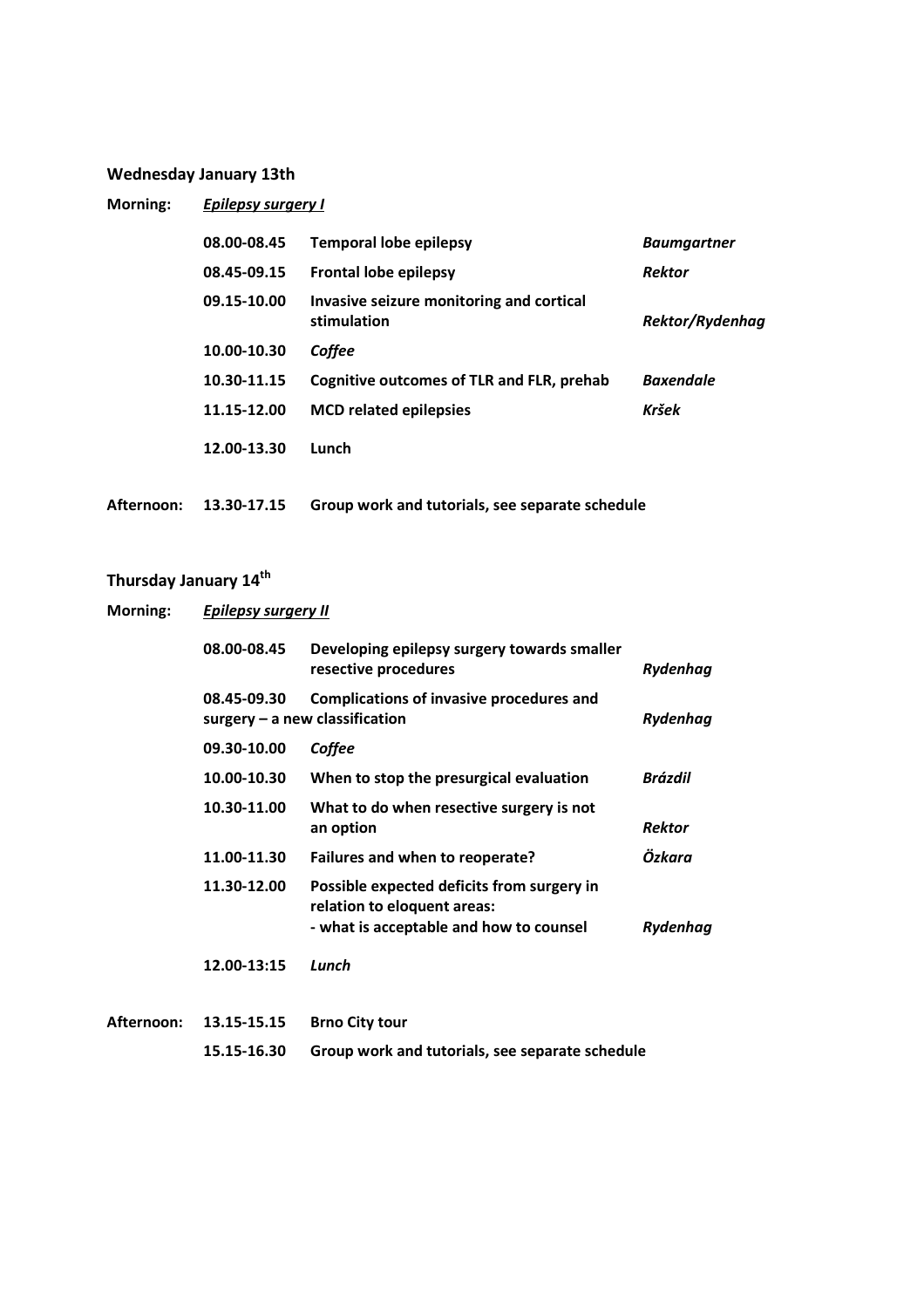**Wednesday January 13th**

**Morning:** ***<u>Epilepsy surgery I</u>***

| | | |
|---|---|---|
| **08.00-08.45** | **Temporal lobe epilepsy** | ***Baumgartner*** |
| **08.45-09.15** | **Frontal lobe epilepsy** | ***Rektor*** |
| **09.15-10.00** | **Invasive seizure monitoring and cortical stimulation** | ***Rektor/Rydenhag*** |
| **10.00-10.30** | ***Coffee*** | |
| **10.30-11.15** | **Cognitive outcomes of TLR and FLR, prehab** | ***Baxendale*** |
| **11.15-12.00** | **MCD related epilepsies** | ***Kršek*** |
| **12.00-13.30** | **Lunch** | |

**Afternoon:** **13.30-17.15** **Group work and tutorials, see separate schedule**

**Thursday January 14th**

**Morning:** ***<u>Epilepsy surgery II</u>***

| | | |
|---|---|---|
| **08.00-08.45** | **Developing epilepsy surgery towards smaller resective procedures** | ***Rydenhag*** |
| **08.45-09.30** | **Complications of invasive procedures and surgery – a new classification** | ***Rydenhag*** |
| **09.30-10.00** | ***Coffee*** | |
| **10.00-10.30** | **When to stop the presurgical evaluation** | ***Brázdil*** |
| **10.30-11.00** | **What to do when resective surgery is not an option** | ***Rektor*** |
| **11.00-11.30** | **Failures and when to reoperate?** | ***Özkara*** |
| **11.30-12.00** | **Possible expected deficits from surgery in relation to eloquent areas: - what is acceptable and how to counsel** | ***Rydenhag*** |
| **12.00-13:15** | ***Lunch*** | |

**Afternoon:** **13.15-15.15** **Brno City tour**

**15.15-16.30** **Group work and tutorials, see separate schedule**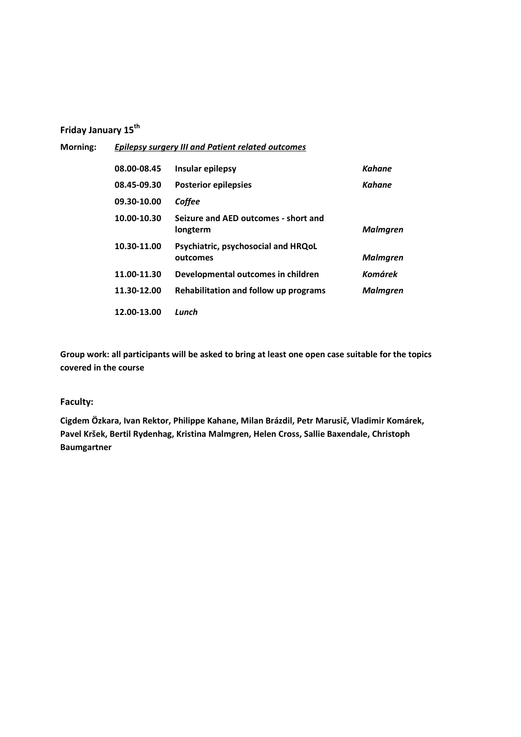**Friday January 15th**

**Morning:** ***<u>Epilepsy surgery III and Patient related outcomes</u>***

| | | |
|---|---|---|
| **08.00-08.45** | **Insular epilepsy** | ***Kahane*** |
| **08.45-09.30** | **Posterior epilepsies** | ***Kahane*** |
| **09.30-10.00** | ***Coffee*** | |
| **10.00-10.30** | **Seizure and AED outcomes - short and longterm** | ***Malmgren*** |
| **10.30-11.00** | **Psychiatric, psychosocial and HRQoL outcomes** | ***Malmgren*** |
| **11.00-11.30** | **Developmental outcomes in children** | ***Komárek*** |
| **11.30-12.00** | **Rehabilitation and follow up programs** | ***Malmgren*** |
| **12.00-13.00** | ***Lunch*** | |

**Group work: all participants will be asked to bring at least one open case suitable for the topics covered in the course**

**Faculty:**

**Cigdem Özkara, Ivan Rektor, Philippe Kahane, Milan Brázdil, Petr Marusič, Vladimir Komárek, Pavel Kršek, Bertil Rydenhag, Kristina Malmgren, Helen Cross, Sallie Baxendale, Christoph Baumgartner**